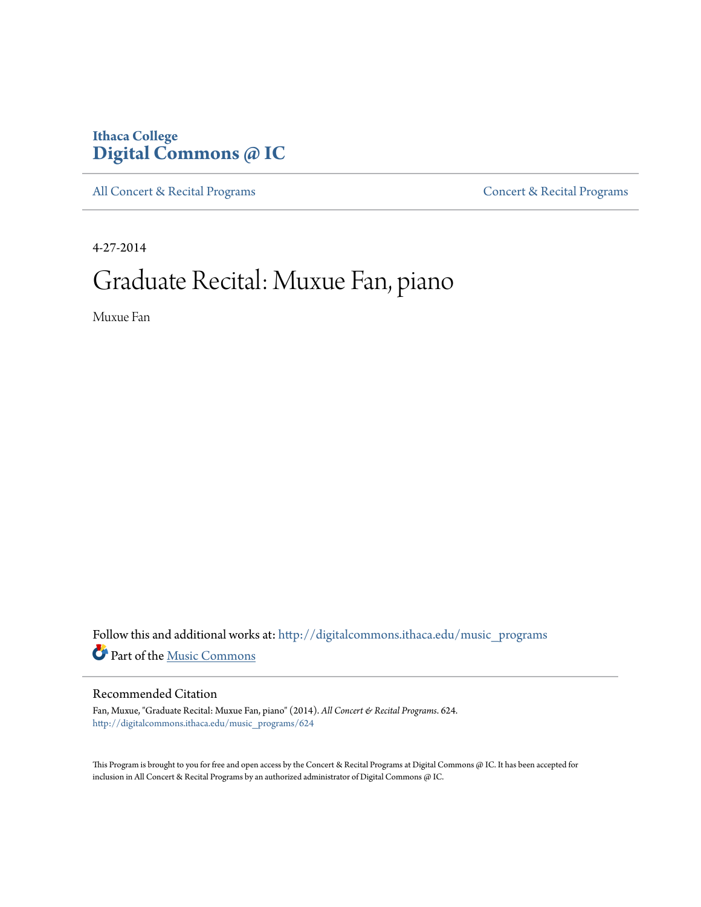Ithaca College
**Digital Commons @ IC**

All Concert & Recital Programs | Concert & Recital Programs

4-27-2014

# Graduate Recital: Muxue Fan, piano

Muxue Fan

Follow this and additional works at: http://digitalcommons.ithaca.edu/music_programs

Part of the Music Commons

## Recommended Citation

Fan, Muxue, "Graduate Recital: Muxue Fan, piano" (2014). *All Concert & Recital Programs*. 624.
http://digitalcommons.ithaca.edu/music_programs/624

This Program is brought to you for free and open access by the Concert & Recital Programs at Digital Commons @ IC. It has been accepted for inclusion in All Concert & Recital Programs by an authorized administrator of Digital Commons @ IC.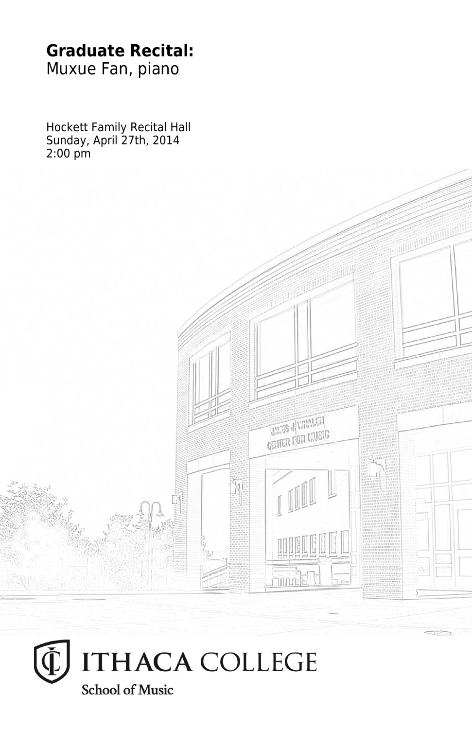**Graduate Recital:**
Muxue Fan, piano

Hockett Family Recital Hall
Sunday, April 27th, 2014
2:00 pm

ITHACA COLLEGE
School of Music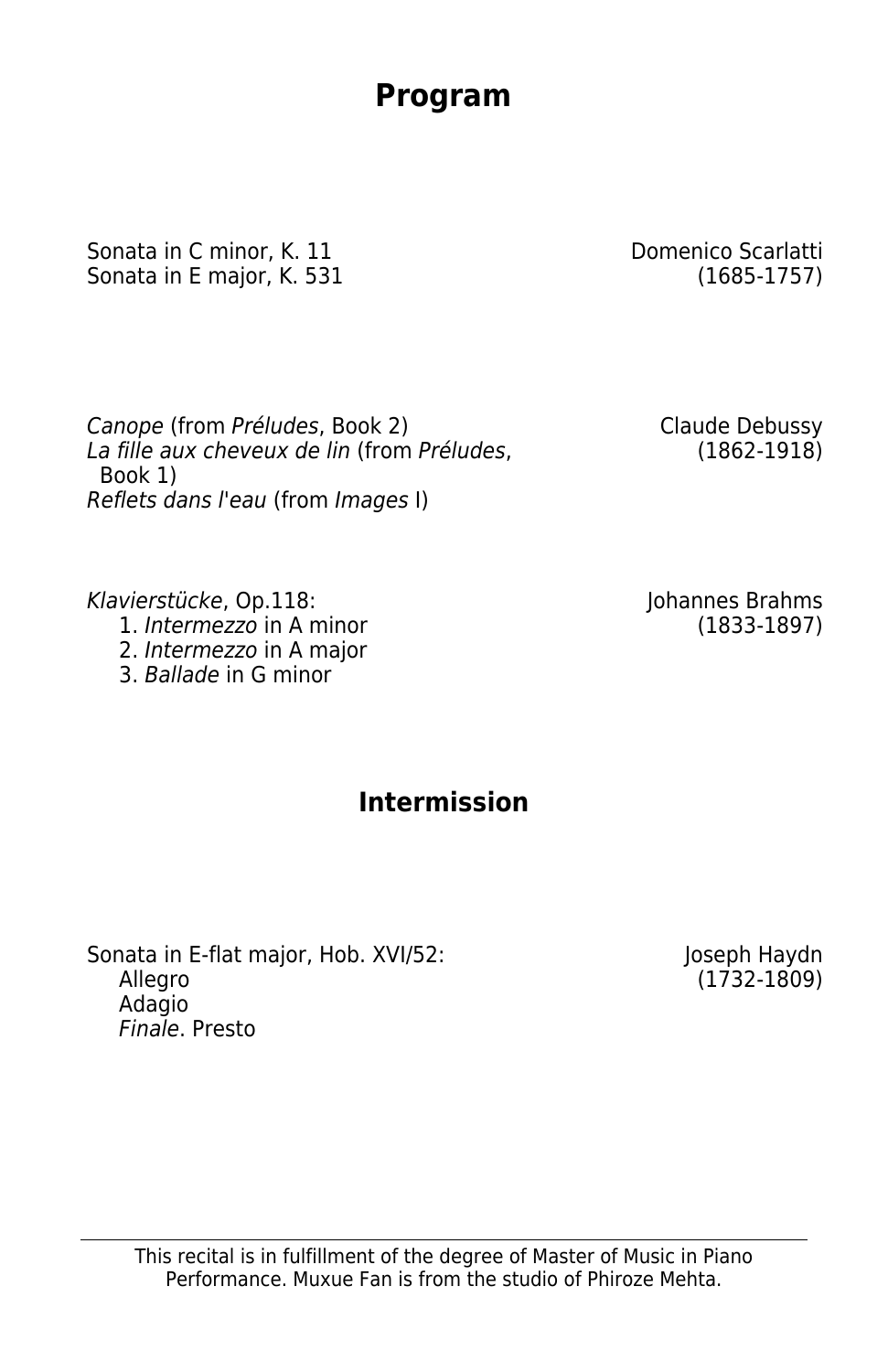# Program

Sonata in C minor, K. 11
Sonata in E major, K. 531

Domenico Scarlatti
(1685-1757)

*Canope* (from *Préludes*, Book 2)
*La fille aux cheveux de lin* (from *Préludes*, Book 1)
*Reflets dans l'eau* (from *Images* I)

Claude Debussy
(1862-1918)

*Klavierstücke*, Op.118:

1. *Intermezzo* in A minor
2. *Intermezzo* in A major
3. *Ballade* in G minor

Johannes Brahms
(1833-1897)

## Intermission

Sonata in E-flat major, Hob. XVI/52:

Allegro
Adagio
*Finale*. Presto

Joseph Haydn
(1732-1809)

---

This recital is in fulfillment of the degree of Master of Music in Piano Performance. Muxue Fan is from the studio of Phiroze Mehta.